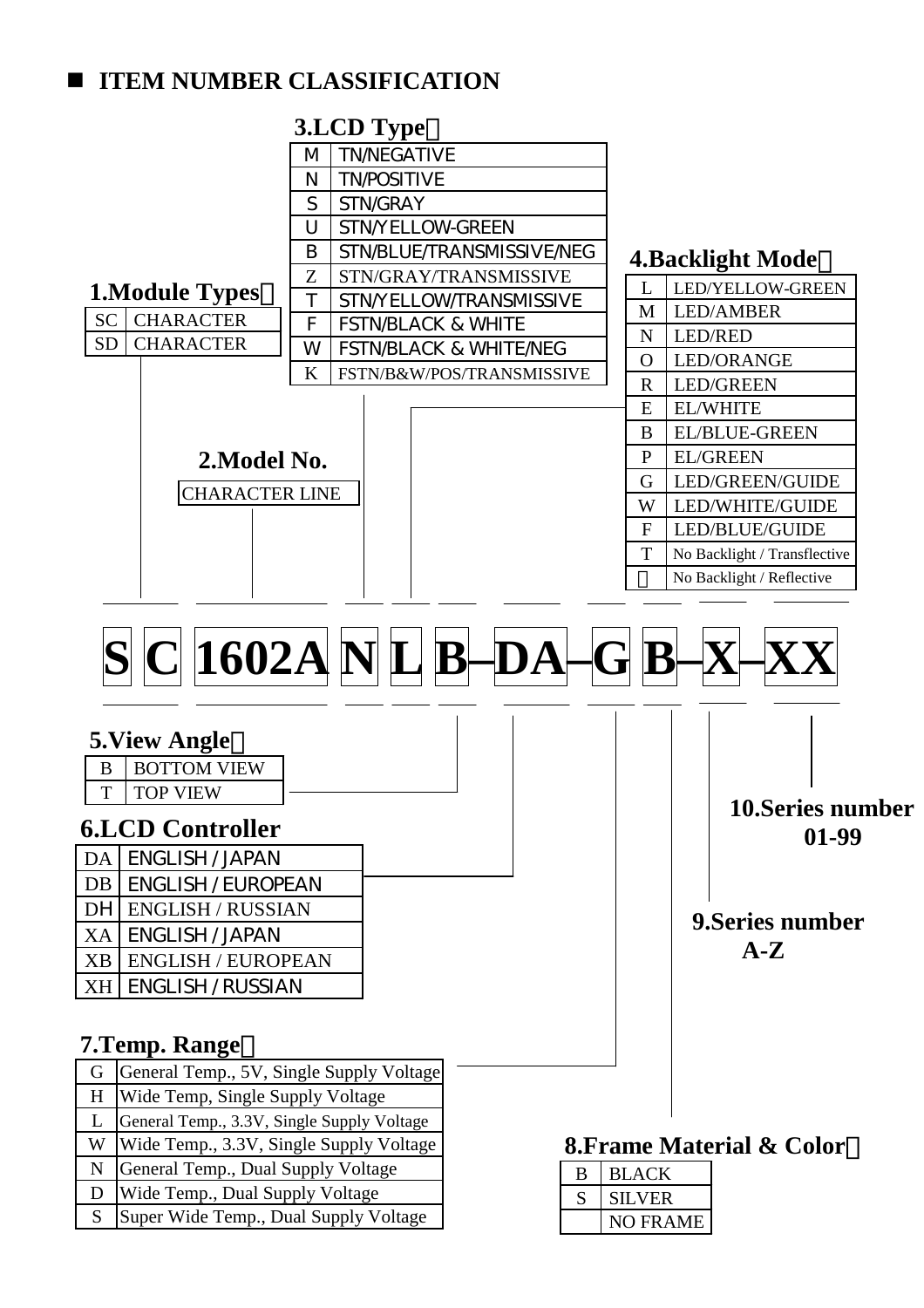## ■ ITEM NUMBER CLASSIFICATION

**S C 1602A N L B–DA–G B–X–XX**

### 1.Module Types：

| | |
|---|---|
| SC | CHARACTER |
| SD | CHARACTER |

### 2.Model No.

CHARACTER LINE

### 3.LCD Type：

| | |
|---|---|
| M | TN/NEGATIVE |
| N | TN/POSITIVE |
| S | STN/GRAY |
| U | STN/YELLOW-GREEN |
| B | STN/BLUE/TRANSMISSIVE/NEG |
| Z | STN/GRAY/TRANSMISSIVE |
| T | STN/YELLOW/TRANSMISSIVE |
| F | FSTN/BLACK & WHITE |
| W | FSTN/BLACK & WHITE/NEG |
| K | FSTN/B&W/POS/TRANSMISSIVE |

### 4.Backlight Mode：

| | |
|---|---|
| L | LED/YELLOW-GREEN |
| M | LED/AMBER |
| N | LED/RED |
| O | LED/ORANGE |
| R | LED/GREEN |
| E | EL/WHITE |
| B | EL/BLUE-GREEN |
| P | EL/GREEN |
| G | LED/GREEN/GUIDE |
| W | LED/WHITE/GUIDE |
| F | LED/BLUE/GUIDE |
| T | No Backlight / Transflective |
| | No Backlight / Reflective |

### 5.View Angle：

| | |
|---|---|
| B | BOTTOM VIEW |
| T | TOP VIEW |

### 6.LCD Controller

| | |
|---|---|
| DA | ENGLISH / JAPAN |
| DB | ENGLISH / EUROPEAN |
| DH | ENGLISH / RUSSIAN |
| XA | ENGLISH / JAPAN |
| XB | ENGLISH / EUROPEAN |
| XH | ENGLISH / RUSSIAN |

### 7.Temp. Range：

| | |
|---|---|
| G | General Temp., 5V, Single Supply Voltage |
| H | Wide Temp, Single Supply Voltage |
| L | General Temp., 3.3V, Single Supply Voltage |
| W | Wide Temp., 3.3V, Single Supply Voltage |
| N | General Temp., Dual Supply Voltage |
| D | Wide Temp., Dual Supply Voltage |
| S | Super Wide Temp., Dual Supply Voltage |

### 8.Frame Material & Color：

| | |
|---|---|
| B | BLACK |
| S | SILVER |
| | NO FRAME |

### 9.Series number

A-Z

### 10.Series number

01-99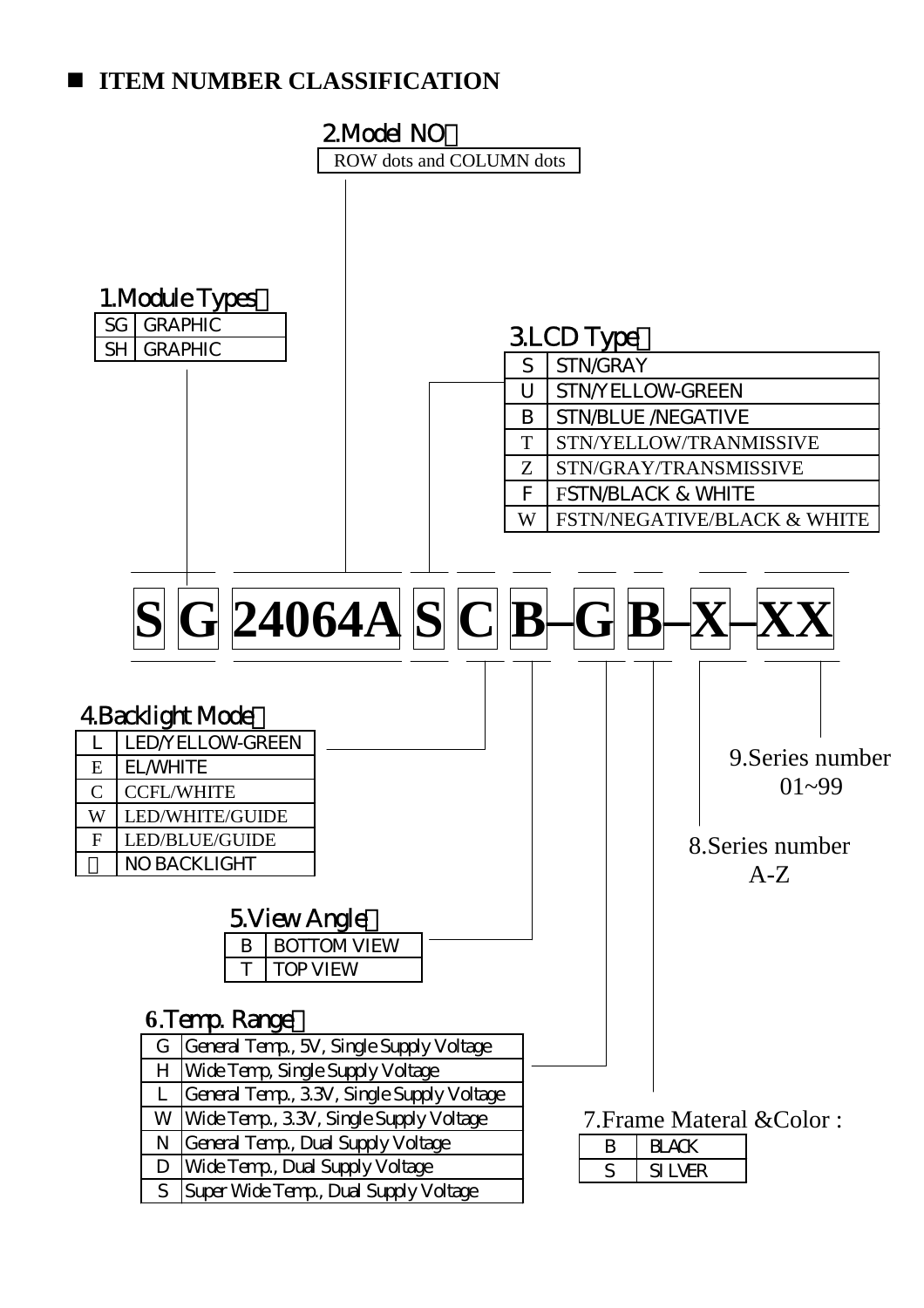## ■ ITEM NUMBER CLASSIFICATION

**S G 24064A S C B–G B–X–XX**

**1.Module Types：**

| | |
|---|---|
| SG | GRAPHIC |
| SH | GRAPHIC |

**2.Model NO：**

ROW dots and COLUMN dots

**3.LCD Type：**

| | |
|---|---|
| S | STN/GRAY |
| U | STN/YELLOW-GREEN |
| B | STN/BLUE /NEGATIVE |
| T | STN/YELLOW/TRANMISSIVE |
| Z | STN/GRAY/TRANSMISSIVE |
| F | FSTN/BLACK & WHITE |
| W | FSTN/NEGATIVE/BLACK & WHITE |

**4.Backlight Mode：**

| | |
|---|---|
| L | LED/YELLOW-GREEN |
| E | EL/WHITE |
| C | CCFL/WHITE |
| W | LED/WHITE/GUIDE |
| F | LED/BLUE/GUIDE |
| － | NO BACKLIGHT |

**5.View Angle：**

| | |
|---|---|
| B | BOTTOM VIEW |
| T | TOP VIEW |

**6.Temp. Range：**

| | |
|---|---|
| G | General Temp., 5V, Single Supply Voltage |
| H | Wide Temp, Single Supply Voltage |
| L | General Temp., 3.3V, Single Supply Voltage |
| W | Wide Temp., 3.3V, Single Supply Voltage |
| N | General Temp., Dual Supply Voltage |
| D | Wide Temp., Dual Supply Voltage |
| S | Super Wide Temp., Dual Supply Voltage |

**7.Frame Materal &Color :**

| | |
|---|---|
| B | BLACK |
| S | SILVER |

**8.Series number**
A-Z

**9.Series number**
01~99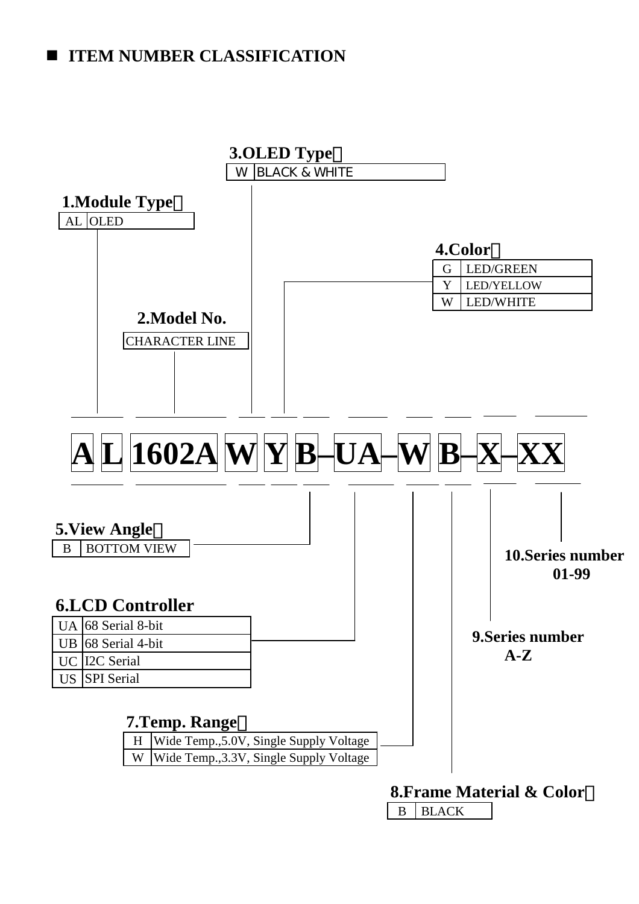## ITEM NUMBER CLASSIFICATION

**A L 1602A W Y B–UA–W B–X–XX**

**1.Module Type：**

| AL | OLED |
|---|---|

**2.Model No.**

CHARACTER LINE

**3.OLED Type：**

| W | BLACK & WHITE |
|---|---|

**4.Color：**

| G | LED/GREEN |
|---|---|
| Y | LED/YELLOW |
| W | LED/WHITE |

**5.View Angle：**

| B | BOTTOM VIEW |
|---|---|

**6.LCD Controller**

| UA | 68 Serial 8-bit |
|---|---|
| UB | 68 Serial 4-bit |
| UC | I2C Serial |
| US | SPI Serial |

**7.Temp. Range：**

| H | Wide Temp.,5.0V, Single Supply Voltage |
|---|---|
| W | Wide Temp.,3.3V, Single Supply Voltage |

**8.Frame Material & Color：**

| B | BLACK |
|---|---|

**9.Series number**
**A-Z**

**10.Series number**
**01-99**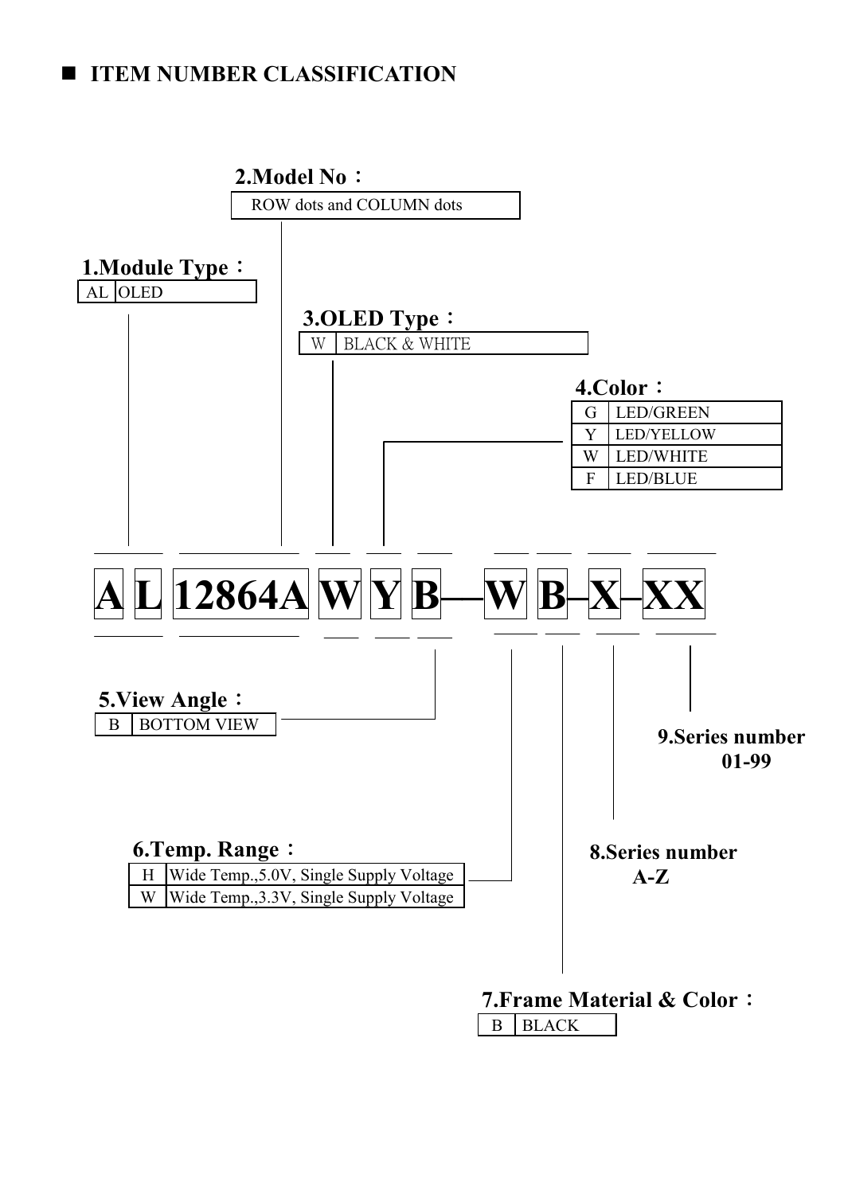## ITEM NUMBER CLASSIFICATION

**A L 12864A W Y B—W B–X–XX**

**1.Module Type：**

| | |
|---|---|
| AL | OLED |

**2.Model No：**

ROW dots and COLUMN dots

**3.OLED Type：**

| | |
|---|---|
| W | BLACK & WHITE |

**4.Color：**

| | |
|---|---|
| G | LED/GREEN |
| Y | LED/YELLOW |
| W | LED/WHITE |
| F | LED/BLUE |

**5.View Angle：**

| | |
|---|---|
| B | BOTTOM VIEW |

**6.Temp. Range：**

| | |
|---|---|
| H | Wide Temp.,5.0V, Single Supply Voltage |
| W | Wide Temp.,3.3V, Single Supply Voltage |

**7.Frame Material & Color：**

| | |
|---|---|
| B | BLACK |

**8.Series number A-Z**

**9.Series number 01-99**